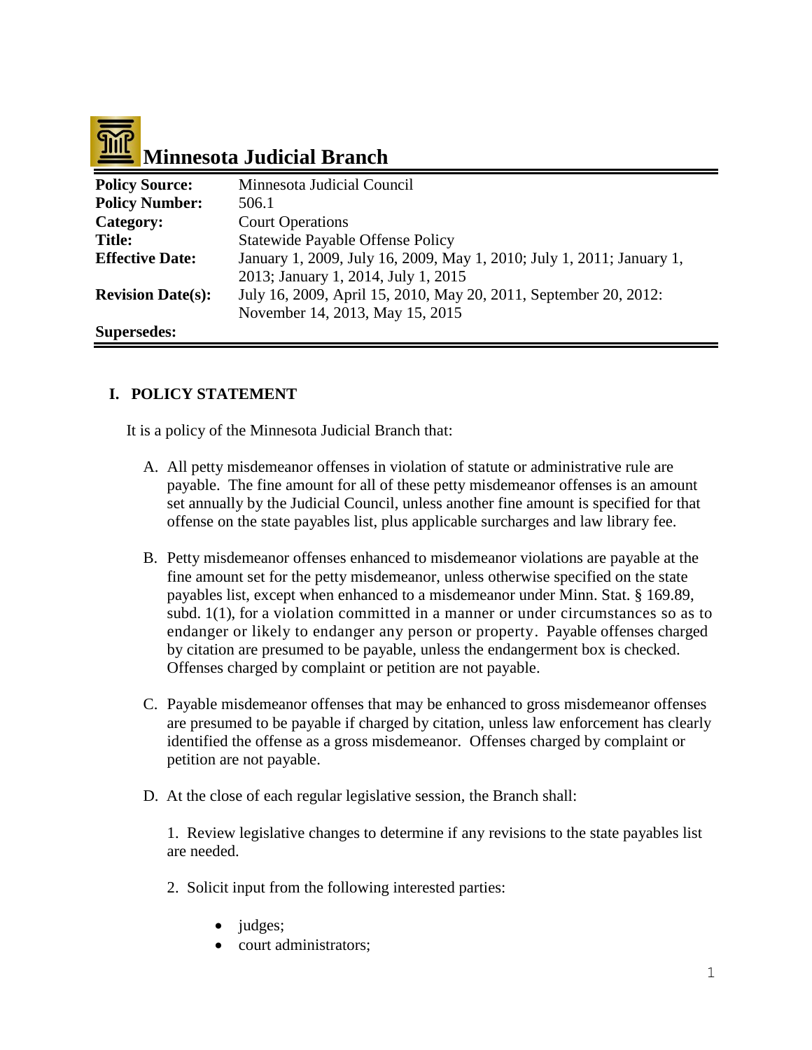# Minnesota Judicial Branch

| | |
|---|---|
| **Policy Source:** | Minnesota Judicial Council |
| **Policy Number:** | 506.1 |
| **Category:** | Court Operations |
| **Title:** | Statewide Payable Offense Policy |
| **Effective Date:** | January 1, 2009, July 16, 2009, May 1, 2010; July 1, 2011; January 1, 2013; January 1, 2014, July 1, 2015 |
| **Revision Date(s):** | July 16, 2009, April 15, 2010, May 20, 2011, September 20, 2012: November 14, 2013, May 15, 2015 |
| **Supersedes:** | |

## I. POLICY STATEMENT

It is a policy of the Minnesota Judicial Branch that:

A. All petty misdemeanor offenses in violation of statute or administrative rule are payable. The fine amount for all of these petty misdemeanor offenses is an amount set annually by the Judicial Council, unless another fine amount is specified for that offense on the state payables list, plus applicable surcharges and law library fee.

B. Petty misdemeanor offenses enhanced to misdemeanor violations are payable at the fine amount set for the petty misdemeanor, unless otherwise specified on the state payables list, except when enhanced to a misdemeanor under Minn. Stat. § 169.89, subd. 1(1), for a violation committed in a manner or under circumstances so as to endanger or likely to endanger any person or property. Payable offenses charged by citation are presumed to be payable, unless the endangerment box is checked. Offenses charged by complaint or petition are not payable.

C. Payable misdemeanor offenses that may be enhanced to gross misdemeanor offenses are presumed to be payable if charged by citation, unless law enforcement has clearly identified the offense as a gross misdemeanor. Offenses charged by complaint or petition are not payable.

D. At the close of each regular legislative session, the Branch shall:

1. Review legislative changes to determine if any revisions to the state payables list are needed.

2. Solicit input from the following interested parties:

- judges;
- court administrators;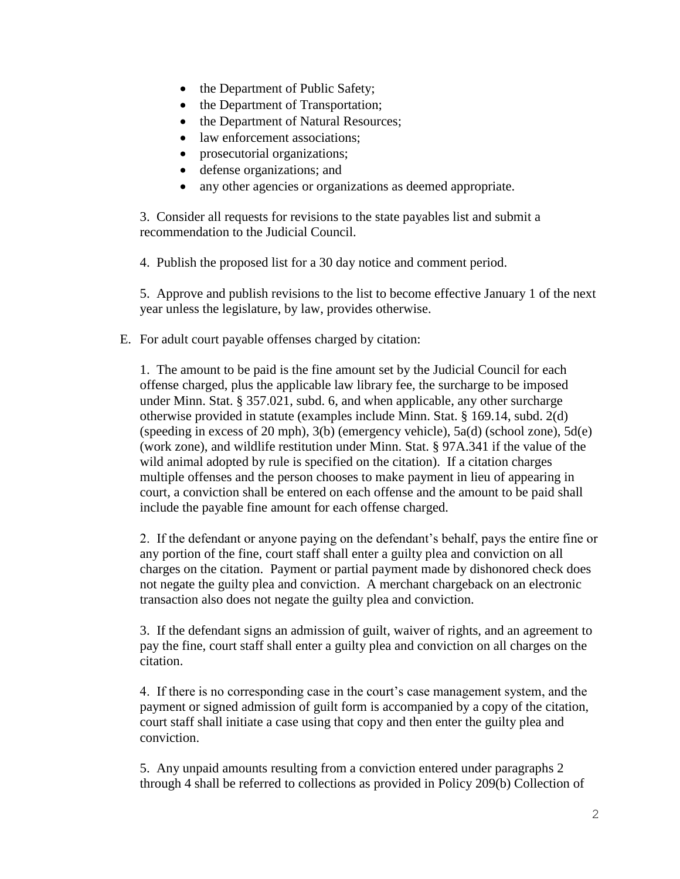- the Department of Public Safety;
- the Department of Transportation;
- the Department of Natural Resources;
- law enforcement associations;
- prosecutorial organizations;
- defense organizations; and
- any other agencies or organizations as deemed appropriate.

3. Consider all requests for revisions to the state payables list and submit a recommendation to the Judicial Council.

4. Publish the proposed list for a 30 day notice and comment period.

5. Approve and publish revisions to the list to become effective January 1 of the next year unless the legislature, by law, provides otherwise.

E. For adult court payable offenses charged by citation:

1. The amount to be paid is the fine amount set by the Judicial Council for each offense charged, plus the applicable law library fee, the surcharge to be imposed under Minn. Stat. § 357.021, subd. 6, and when applicable, any other surcharge otherwise provided in statute (examples include Minn. Stat. § 169.14, subd. 2(d) (speeding in excess of 20 mph), 3(b) (emergency vehicle), 5a(d) (school zone), 5d(e) (work zone), and wildlife restitution under Minn. Stat. § 97A.341 if the value of the wild animal adopted by rule is specified on the citation). If a citation charges multiple offenses and the person chooses to make payment in lieu of appearing in court, a conviction shall be entered on each offense and the amount to be paid shall include the payable fine amount for each offense charged.

2. If the defendant or anyone paying on the defendant's behalf, pays the entire fine or any portion of the fine, court staff shall enter a guilty plea and conviction on all charges on the citation. Payment or partial payment made by dishonored check does not negate the guilty plea and conviction. A merchant chargeback on an electronic transaction also does not negate the guilty plea and conviction.

3. If the defendant signs an admission of guilt, waiver of rights, and an agreement to pay the fine, court staff shall enter a guilty plea and conviction on all charges on the citation.

4. If there is no corresponding case in the court's case management system, and the payment or signed admission of guilt form is accompanied by a copy of the citation, court staff shall initiate a case using that copy and then enter the guilty plea and conviction.

5. Any unpaid amounts resulting from a conviction entered under paragraphs 2 through 4 shall be referred to collections as provided in Policy 209(b) Collection of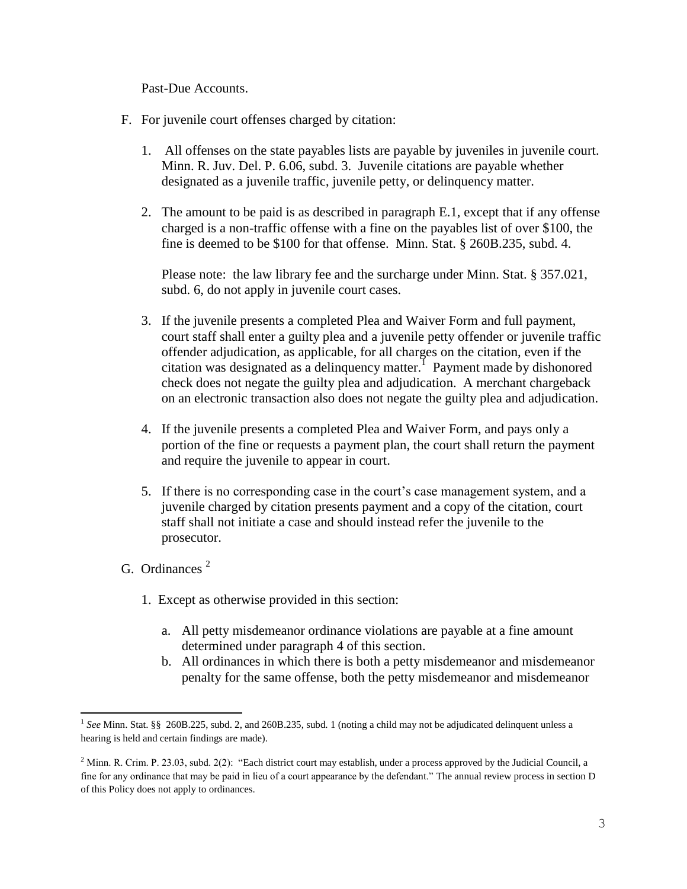Past-Due Accounts.

F. For juvenile court offenses charged by citation:

1. All offenses on the state payables lists are payable by juveniles in juvenile court. Minn. R. Juv. Del. P. 6.06, subd. 3. Juvenile citations are payable whether designated as a juvenile traffic, juvenile petty, or delinquency matter.

2. The amount to be paid is as described in paragraph E.1, except that if any offense charged is a non-traffic offense with a fine on the payables list of over $100, the fine is deemed to be $100 for that offense. Minn. Stat. § 260B.235, subd. 4.

   Please note: the law library fee and the surcharge under Minn. Stat. § 357.021, subd. 6, do not apply in juvenile court cases.

3. If the juvenile presents a completed Plea and Waiver Form and full payment, court staff shall enter a guilty plea and a juvenile petty offender or juvenile traffic offender adjudication, as applicable, for all charges on the citation, even if the citation was designated as a delinquency matter.[1] Payment made by dishonored check does not negate the guilty plea and adjudication. A merchant chargeback on an electronic transaction also does not negate the guilty plea and adjudication.

4. If the juvenile presents a completed Plea and Waiver Form, and pays only a portion of the fine or requests a payment plan, the court shall return the payment and require the juvenile to appear in court.

5. If there is no corresponding case in the court's case management system, and a juvenile charged by citation presents payment and a copy of the citation, court staff shall not initiate a case and should instead refer the juvenile to the prosecutor.

G. Ordinances [2]

1. Except as otherwise provided in this section:

   a. All petty misdemeanor ordinance violations are payable at a fine amount determined under paragraph 4 of this section.
   b. All ordinances in which there is both a petty misdemeanor and misdemeanor penalty for the same offense, both the petty misdemeanor and misdemeanor

---

[1] *See* Minn. Stat. §§ 260B.225, subd. 2, and 260B.235, subd. 1 (noting a child may not be adjudicated delinquent unless a hearing is held and certain findings are made).

[2] Minn. R. Crim. P. 23.03, subd. 2(2): "Each district court may establish, under a process approved by the Judicial Council, a fine for any ordinance that may be paid in lieu of a court appearance by the defendant." The annual review process in section D of this Policy does not apply to ordinances.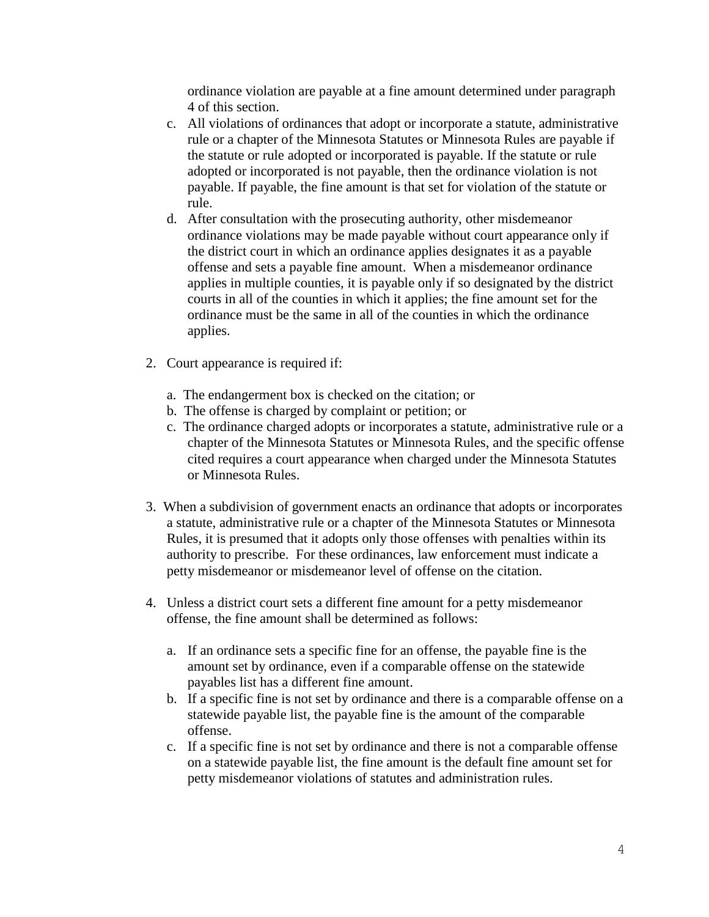ordinance violation are payable at a fine amount determined under paragraph 4 of this section.

   c. All violations of ordinances that adopt or incorporate a statute, administrative rule or a chapter of the Minnesota Statutes or Minnesota Rules are payable if the statute or rule adopted or incorporated is payable. If the statute or rule adopted or incorporated is not payable, then the ordinance violation is not payable. If payable, the fine amount is that set for violation of the statute or rule.
   d. After consultation with the prosecuting authority, other misdemeanor ordinance violations may be made payable without court appearance only if the district court in which an ordinance applies designates it as a payable offense and sets a payable fine amount. When a misdemeanor ordinance applies in multiple counties, it is payable only if so designated by the district courts in all of the counties in which it applies; the fine amount set for the ordinance must be the same in all of the counties in which the ordinance applies.

2. Court appearance is required if:

   a. The endangerment box is checked on the citation; or
   b. The offense is charged by complaint or petition; or
   c. The ordinance charged adopts or incorporates a statute, administrative rule or a chapter of the Minnesota Statutes or Minnesota Rules, and the specific offense cited requires a court appearance when charged under the Minnesota Statutes or Minnesota Rules.

3. When a subdivision of government enacts an ordinance that adopts or incorporates a statute, administrative rule or a chapter of the Minnesota Statutes or Minnesota Rules, it is presumed that it adopts only those offenses with penalties within its authority to prescribe. For these ordinances, law enforcement must indicate a petty misdemeanor or misdemeanor level of offense on the citation.

4. Unless a district court sets a different fine amount for a petty misdemeanor offense, the fine amount shall be determined as follows:

   a. If an ordinance sets a specific fine for an offense, the payable fine is the amount set by ordinance, even if a comparable offense on the statewide payables list has a different fine amount.
   b. If a specific fine is not set by ordinance and there is a comparable offense on a statewide payable list, the payable fine is the amount of the comparable offense.
   c. If a specific fine is not set by ordinance and there is not a comparable offense on a statewide payable list, the fine amount is the default fine amount set for petty misdemeanor violations of statutes and administration rules.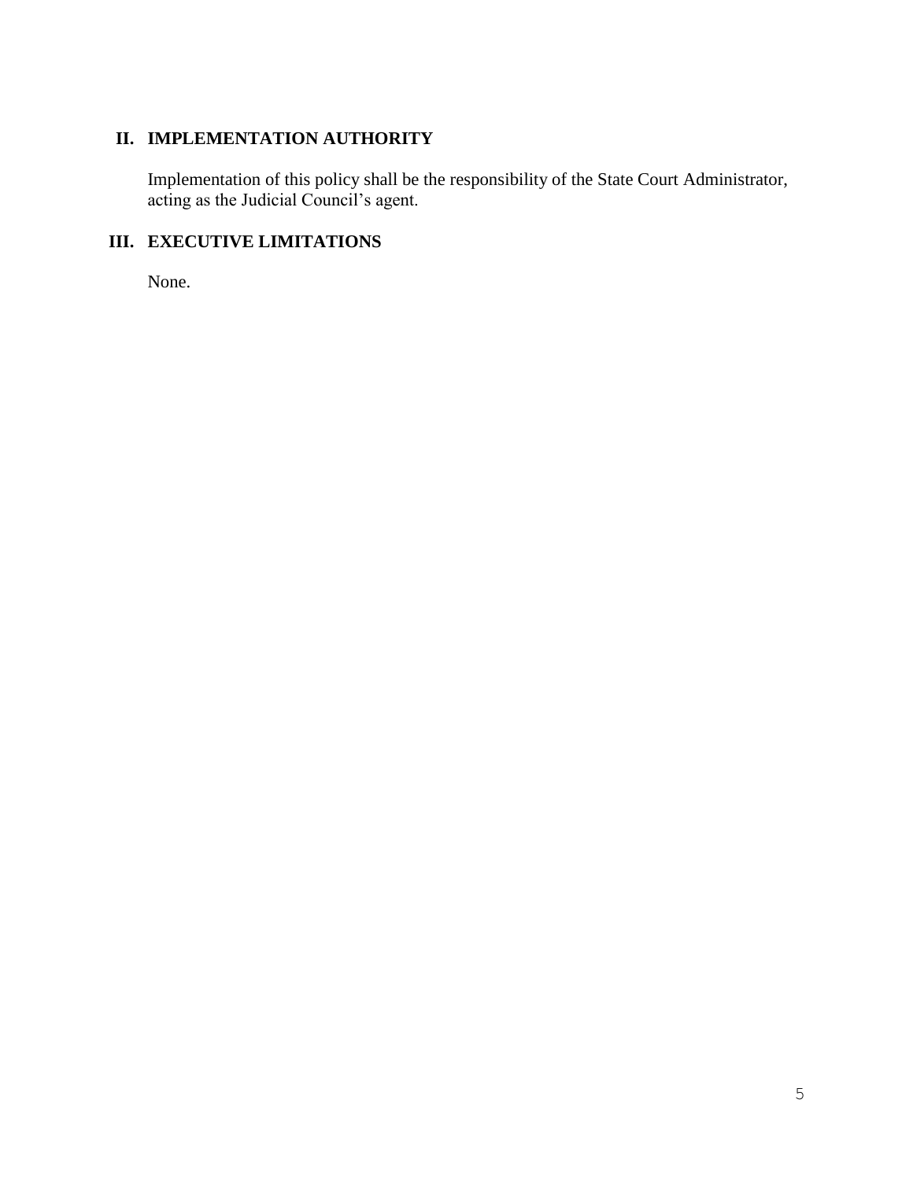## II. IMPLEMENTATION AUTHORITY

Implementation of this policy shall be the responsibility of the State Court Administrator, acting as the Judicial Council's agent.

## III. EXECUTIVE LIMITATIONS

None.